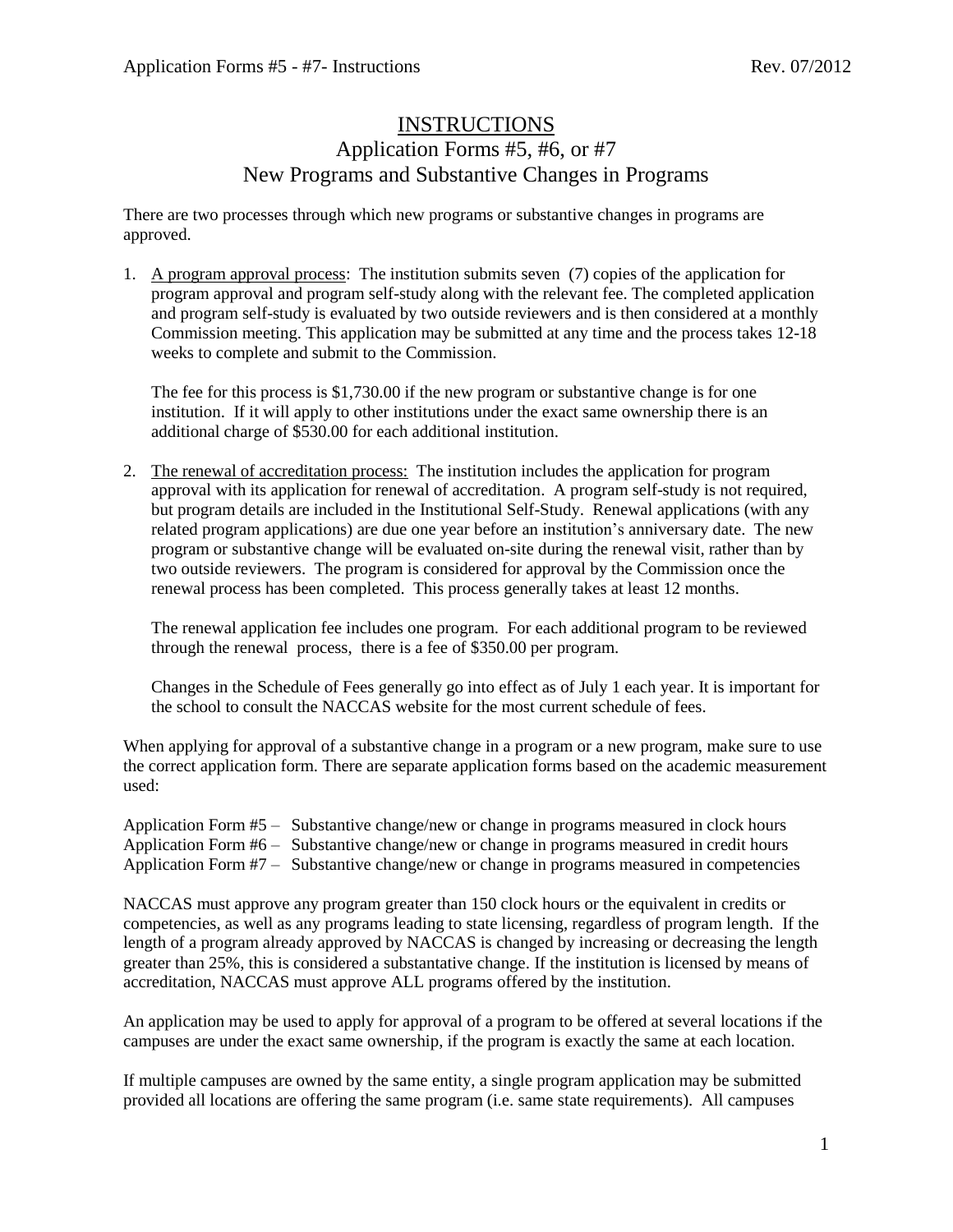# INSTRUCTIONS

## Application Forms #5, #6, or #7
## New Programs and Substantive Changes in Programs

There are two processes through which new programs or substantive changes in programs are approved.

1. A program approval process: The institution submits seven (7) copies of the application for program approval and program self-study along with the relevant fee. The completed application and program self-study is evaluated by two outside reviewers and is then considered at a monthly Commission meeting. This application may be submitted at any time and the process takes 12-18 weeks to complete and submit to the Commission.

   The fee for this process is $1,730.00 if the new program or substantive change is for one institution. If it will apply to other institutions under the exact same ownership there is an additional charge of $530.00 for each additional institution.

2. The renewal of accreditation process: The institution includes the application for program approval with its application for renewal of accreditation. A program self-study is not required, but program details are included in the Institutional Self-Study. Renewal applications (with any related program applications) are due one year before an institution's anniversary date. The new program or substantive change will be evaluated on-site during the renewal visit, rather than by two outside reviewers. The program is considered for approval by the Commission once the renewal process has been completed. This process generally takes at least 12 months.

   The renewal application fee includes one program. For each additional program to be reviewed through the renewal process, there is a fee of $350.00 per program.

   Changes in the Schedule of Fees generally go into effect as of July 1 each year. It is important for the school to consult the NACCAS website for the most current schedule of fees.

When applying for approval of a substantive change in a program or a new program, make sure to use the correct application form. There are separate application forms based on the academic measurement used:

Application Form #5 – Substantive change/new or change in programs measured in clock hours
Application Form #6 – Substantive change/new or change in programs measured in credit hours
Application Form #7 – Substantive change/new or change in programs measured in competencies

NACCAS must approve any program greater than 150 clock hours or the equivalent in credits or competencies, as well as any programs leading to state licensing, regardless of program length. If the length of a program already approved by NACCAS is changed by increasing or decreasing the length greater than 25%, this is considered a substantative change. If the institution is licensed by means of accreditation, NACCAS must approve ALL programs offered by the institution.

An application may be used to apply for approval of a program to be offered at several locations if the campuses are under the exact same ownership, if the program is exactly the same at each location.

If multiple campuses are owned by the same entity, a single program application may be submitted provided all locations are offering the same program (i.e. same state requirements). All campuses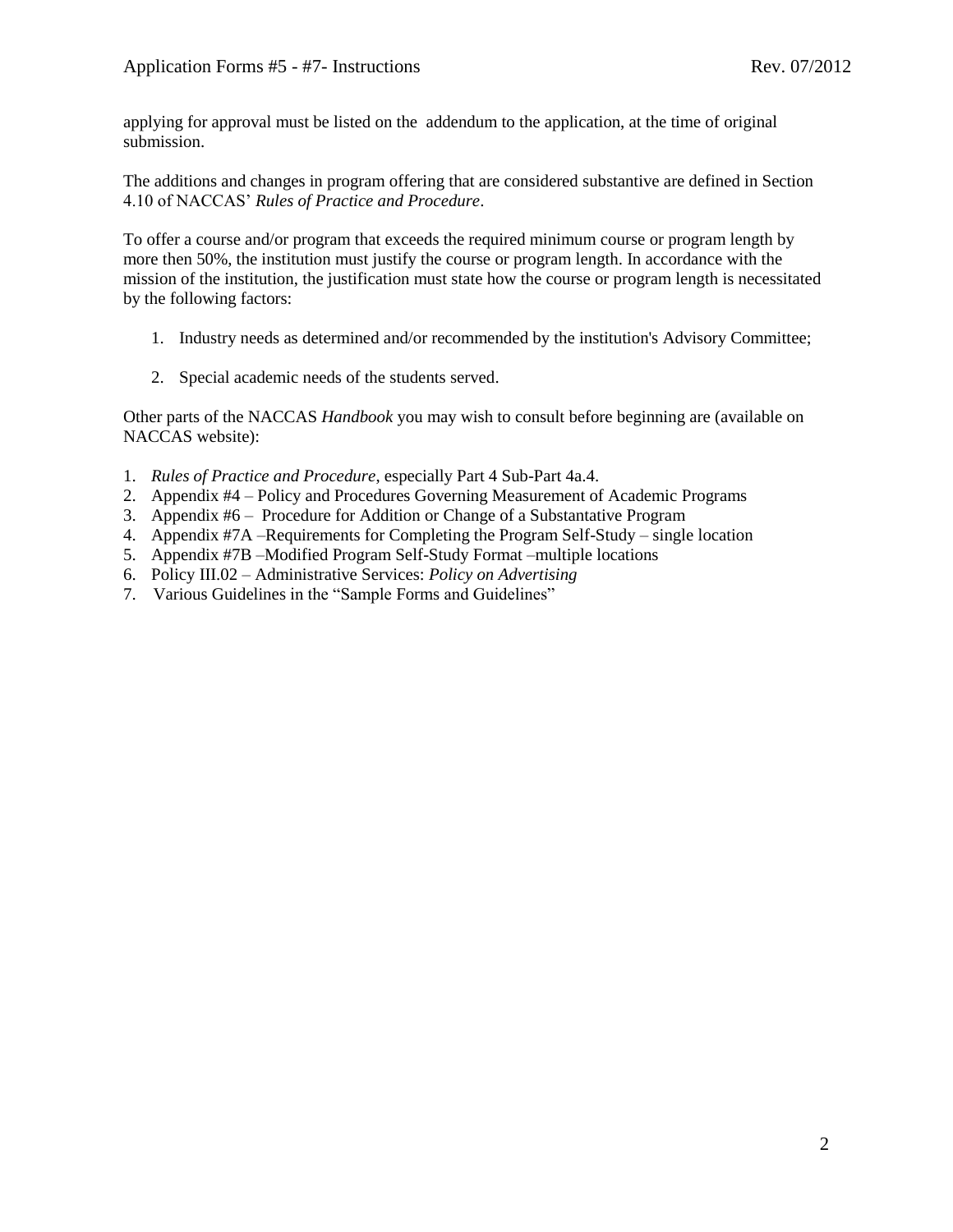applying for approval must be listed on the addendum to the application, at the time of original submission.

The additions and changes in program offering that are considered substantive are defined in Section 4.10 of NACCAS' *Rules of Practice and Procedure*.

To offer a course and/or program that exceeds the required minimum course or program length by more then 50%, the institution must justify the course or program length. In accordance with the mission of the institution, the justification must state how the course or program length is necessitated by the following factors:

1. Industry needs as determined and/or recommended by the institution's Advisory Committee;

2. Special academic needs of the students served.

Other parts of the NACCAS *Handbook* you may wish to consult before beginning are (available on NACCAS website):

1. *Rules of Practice and Procedure*, especially Part 4 Sub-Part 4a.4.
2. Appendix #4 – Policy and Procedures Governing Measurement of Academic Programs
3. Appendix #6 – Procedure for Addition or Change of a Substantative Program
4. Appendix #7A –Requirements for Completing the Program Self-Study – single location
5. Appendix #7B –Modified Program Self-Study Format –multiple locations
6. Policy III.02 – Administrative Services: *Policy on Advertising*
7. Various Guidelines in the "Sample Forms and Guidelines"